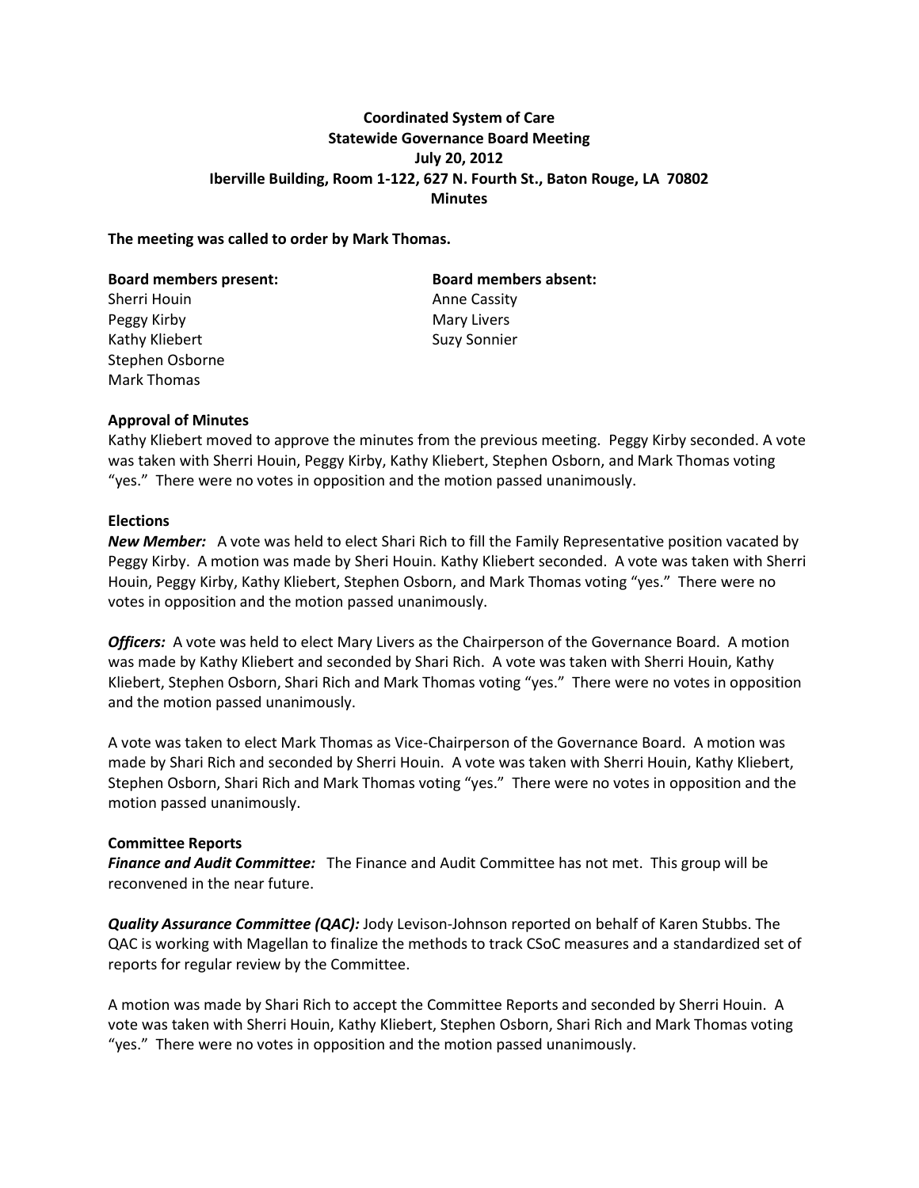**Coordinated System of Care**
**Statewide Governance Board Meeting**
**July 20, 2012**
**Iberville Building, Room 1-122, 627 N. Fourth St., Baton Rouge, LA 70802**
**Minutes**

**The meeting was called to order by Mark Thomas.**

**Board members present:**
Sherri Houin
Peggy Kirby
Kathy Kliebert
Stephen Osborne
Mark Thomas

**Board members absent:**
Anne Cassity
Mary Livers
Suzy Sonnier

**Approval of Minutes**

Kathy Kliebert moved to approve the minutes from the previous meeting. Peggy Kirby seconded. A vote was taken with Sherri Houin, Peggy Kirby, Kathy Kliebert, Stephen Osborn, and Mark Thomas voting "yes." There were no votes in opposition and the motion passed unanimously.

**Elections**

***New Member:*** A vote was held to elect Shari Rich to fill the Family Representative position vacated by Peggy Kirby. A motion was made by Sheri Houin. Kathy Kliebert seconded. A vote was taken with Sherri Houin, Peggy Kirby, Kathy Kliebert, Stephen Osborn, and Mark Thomas voting "yes." There were no votes in opposition and the motion passed unanimously.

***Officers:*** A vote was held to elect Mary Livers as the Chairperson of the Governance Board. A motion was made by Kathy Kliebert and seconded by Shari Rich. A vote was taken with Sherri Houin, Kathy Kliebert, Stephen Osborn, Shari Rich and Mark Thomas voting "yes." There were no votes in opposition and the motion passed unanimously.

A vote was taken to elect Mark Thomas as Vice-Chairperson of the Governance Board. A motion was made by Shari Rich and seconded by Sherri Houin. A vote was taken with Sherri Houin, Kathy Kliebert, Stephen Osborn, Shari Rich and Mark Thomas voting "yes." There were no votes in opposition and the motion passed unanimously.

**Committee Reports**

***Finance and Audit Committee:*** The Finance and Audit Committee has not met. This group will be reconvened in the near future.

***Quality Assurance Committee (QAC):*** Jody Levison-Johnson reported on behalf of Karen Stubbs. The QAC is working with Magellan to finalize the methods to track CSoC measures and a standardized set of reports for regular review by the Committee.

A motion was made by Shari Rich to accept the Committee Reports and seconded by Sherri Houin. A vote was taken with Sherri Houin, Kathy Kliebert, Stephen Osborn, Shari Rich and Mark Thomas voting "yes." There were no votes in opposition and the motion passed unanimously.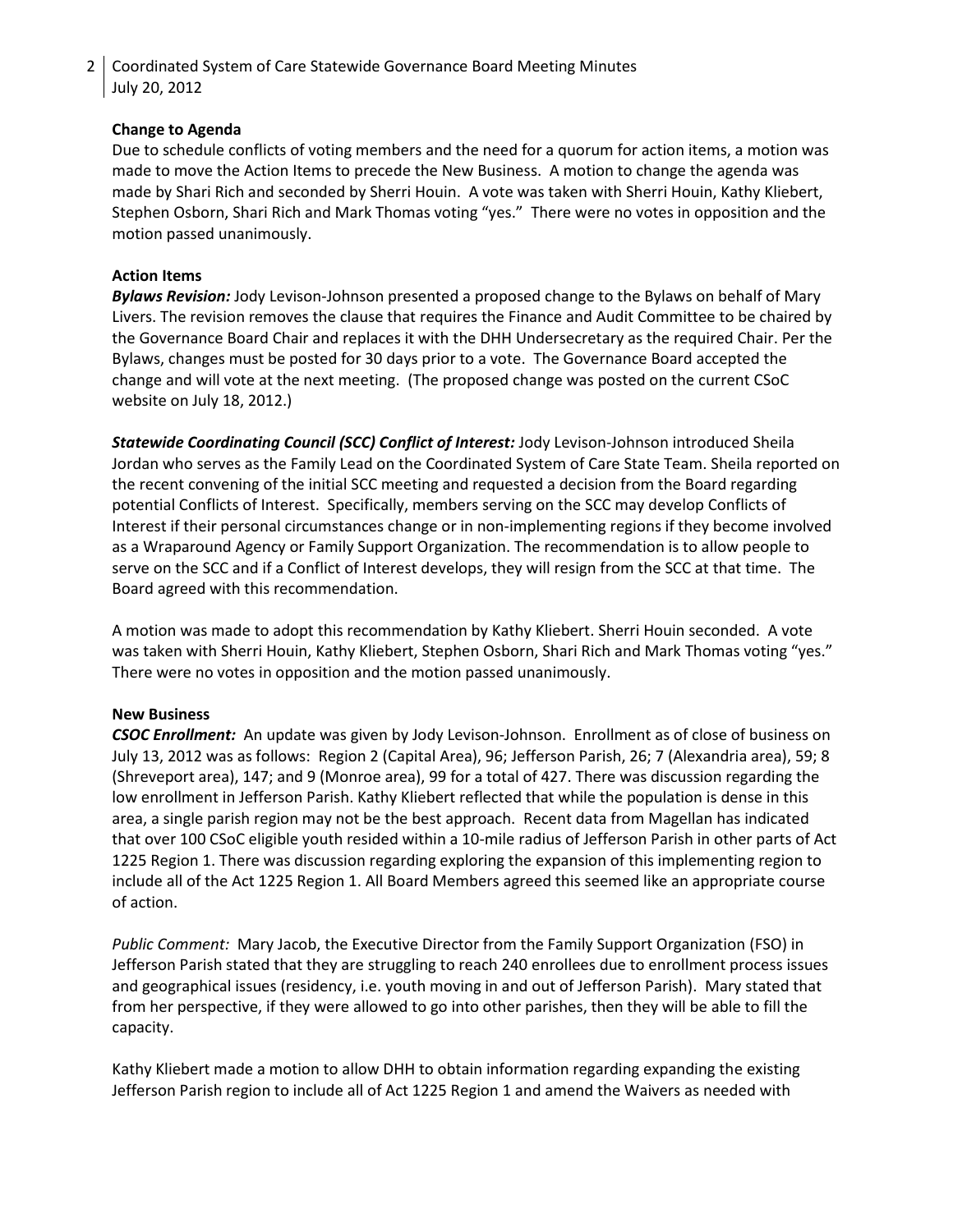**Change to Agenda**

Due to schedule conflicts of voting members and the need for a quorum for action items, a motion was made to move the Action Items to precede the New Business. A motion to change the agenda was made by Shari Rich and seconded by Sherri Houin. A vote was taken with Sherri Houin, Kathy Kliebert, Stephen Osborn, Shari Rich and Mark Thomas voting "yes." There were no votes in opposition and the motion passed unanimously.

**Action Items**

***Bylaws Revision:*** Jody Levison-Johnson presented a proposed change to the Bylaws on behalf of Mary Livers. The revision removes the clause that requires the Finance and Audit Committee to be chaired by the Governance Board Chair and replaces it with the DHH Undersecretary as the required Chair. Per the Bylaws, changes must be posted for 30 days prior to a vote. The Governance Board accepted the change and will vote at the next meeting. (The proposed change was posted on the current CSoC website on July 18, 2012.)

***Statewide Coordinating Council (SCC) Conflict of Interest:*** Jody Levison-Johnson introduced Sheila Jordan who serves as the Family Lead on the Coordinated System of Care State Team. Sheila reported on the recent convening of the initial SCC meeting and requested a decision from the Board regarding potential Conflicts of Interest. Specifically, members serving on the SCC may develop Conflicts of Interest if their personal circumstances change or in non-implementing regions if they become involved as a Wraparound Agency or Family Support Organization. The recommendation is to allow people to serve on the SCC and if a Conflict of Interest develops, they will resign from the SCC at that time. The Board agreed with this recommendation.

A motion was made to adopt this recommendation by Kathy Kliebert. Sherri Houin seconded. A vote was taken with Sherri Houin, Kathy Kliebert, Stephen Osborn, Shari Rich and Mark Thomas voting "yes." There were no votes in opposition and the motion passed unanimously.

**New Business**

***CSOC Enrollment:*** An update was given by Jody Levison-Johnson. Enrollment as of close of business on July 13, 2012 was as follows: Region 2 (Capital Area), 96; Jefferson Parish, 26; 7 (Alexandria area), 59; 8 (Shreveport area), 147; and 9 (Monroe area), 99 for a total of 427. There was discussion regarding the low enrollment in Jefferson Parish. Kathy Kliebert reflected that while the population is dense in this area, a single parish region may not be the best approach. Recent data from Magellan has indicated that over 100 CSoC eligible youth resided within a 10-mile radius of Jefferson Parish in other parts of Act 1225 Region 1. There was discussion regarding exploring the expansion of this implementing region to include all of the Act 1225 Region 1. All Board Members agreed this seemed like an appropriate course of action.

*Public Comment:* Mary Jacob, the Executive Director from the Family Support Organization (FSO) in Jefferson Parish stated that they are struggling to reach 240 enrollees due to enrollment process issues and geographical issues (residency, i.e. youth moving in and out of Jefferson Parish). Mary stated that from her perspective, if they were allowed to go into other parishes, then they will be able to fill the capacity.

Kathy Kliebert made a motion to allow DHH to obtain information regarding expanding the existing Jefferson Parish region to include all of Act 1225 Region 1 and amend the Waivers as needed with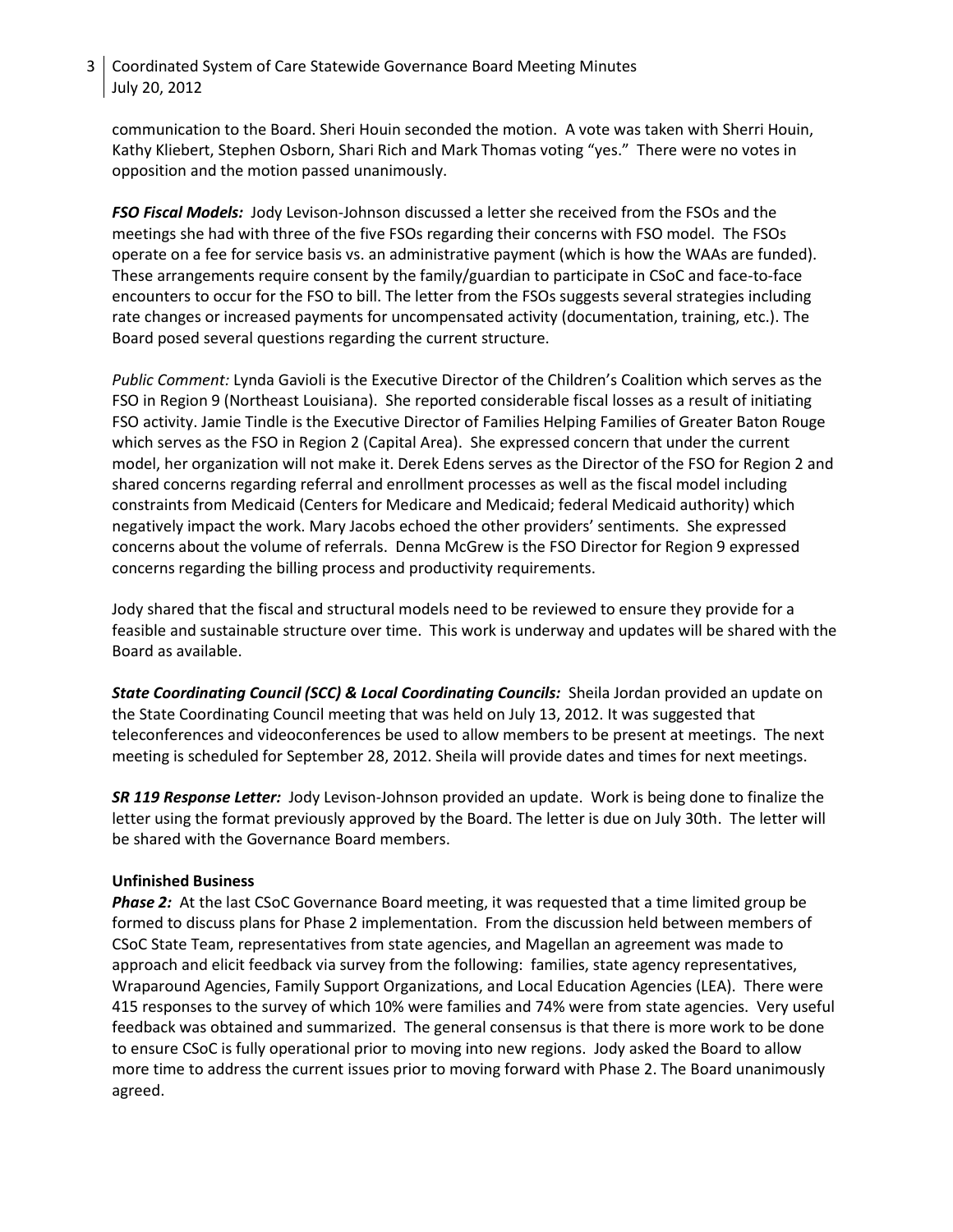communication to the Board. Sheri Houin seconded the motion. A vote was taken with Sherri Houin, Kathy Kliebert, Stephen Osborn, Shari Rich and Mark Thomas voting "yes." There were no votes in opposition and the motion passed unanimously.

***FSO Fiscal Models:*** Jody Levison-Johnson discussed a letter she received from the FSOs and the meetings she had with three of the five FSOs regarding their concerns with FSO model. The FSOs operate on a fee for service basis vs. an administrative payment (which is how the WAAs are funded). These arrangements require consent by the family/guardian to participate in CSoC and face-to-face encounters to occur for the FSO to bill. The letter from the FSOs suggests several strategies including rate changes or increased payments for uncompensated activity (documentation, training, etc.). The Board posed several questions regarding the current structure.

*Public Comment:* Lynda Gavioli is the Executive Director of the Children's Coalition which serves as the FSO in Region 9 (Northeast Louisiana). She reported considerable fiscal losses as a result of initiating FSO activity. Jamie Tindle is the Executive Director of Families Helping Families of Greater Baton Rouge which serves as the FSO in Region 2 (Capital Area). She expressed concern that under the current model, her organization will not make it. Derek Edens serves as the Director of the FSO for Region 2 and shared concerns regarding referral and enrollment processes as well as the fiscal model including constraints from Medicaid (Centers for Medicare and Medicaid; federal Medicaid authority) which negatively impact the work. Mary Jacobs echoed the other providers' sentiments. She expressed concerns about the volume of referrals. Denna McGrew is the FSO Director for Region 9 expressed concerns regarding the billing process and productivity requirements.

Jody shared that the fiscal and structural models need to be reviewed to ensure they provide for a feasible and sustainable structure over time. This work is underway and updates will be shared with the Board as available.

***State Coordinating Council (SCC) & Local Coordinating Councils:*** Sheila Jordan provided an update on the State Coordinating Council meeting that was held on July 13, 2012. It was suggested that teleconferences and videoconferences be used to allow members to be present at meetings. The next meeting is scheduled for September 28, 2012. Sheila will provide dates and times for next meetings.

***SR 119 Response Letter:*** Jody Levison-Johnson provided an update. Work is being done to finalize the letter using the format previously approved by the Board. The letter is due on July 30th. The letter will be shared with the Governance Board members.

**Unfinished Business**

***Phase 2:*** At the last CSoC Governance Board meeting, it was requested that a time limited group be formed to discuss plans for Phase 2 implementation. From the discussion held between members of CSoC State Team, representatives from state agencies, and Magellan an agreement was made to approach and elicit feedback via survey from the following: families, state agency representatives, Wraparound Agencies, Family Support Organizations, and Local Education Agencies (LEA). There were 415 responses to the survey of which 10% were families and 74% were from state agencies. Very useful feedback was obtained and summarized. The general consensus is that there is more work to be done to ensure CSoC is fully operational prior to moving into new regions. Jody asked the Board to allow more time to address the current issues prior to moving forward with Phase 2. The Board unanimously agreed.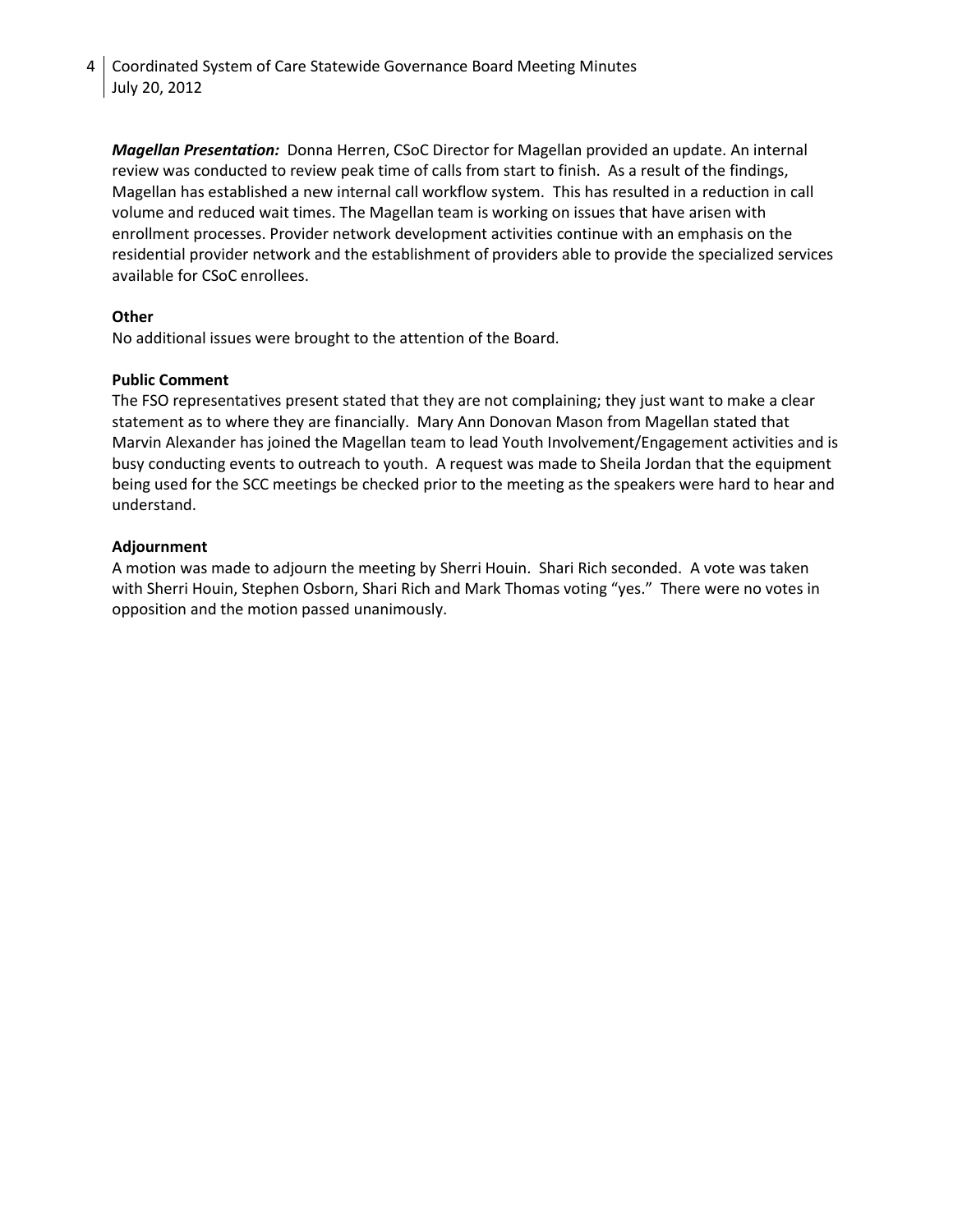***Magellan Presentation:*** Donna Herren, CSoC Director for Magellan provided an update. An internal review was conducted to review peak time of calls from start to finish. As a result of the findings, Magellan has established a new internal call workflow system. This has resulted in a reduction in call volume and reduced wait times. The Magellan team is working on issues that have arisen with enrollment processes. Provider network development activities continue with an emphasis on the residential provider network and the establishment of providers able to provide the specialized services available for CSoC enrollees.

**Other**

No additional issues were brought to the attention of the Board.

**Public Comment**

The FSO representatives present stated that they are not complaining; they just want to make a clear statement as to where they are financially. Mary Ann Donovan Mason from Magellan stated that Marvin Alexander has joined the Magellan team to lead Youth Involvement/Engagement activities and is busy conducting events to outreach to youth. A request was made to Sheila Jordan that the equipment being used for the SCC meetings be checked prior to the meeting as the speakers were hard to hear and understand.

**Adjournment**

A motion was made to adjourn the meeting by Sherri Houin. Shari Rich seconded. A vote was taken with Sherri Houin, Stephen Osborn, Shari Rich and Mark Thomas voting "yes." There were no votes in opposition and the motion passed unanimously.